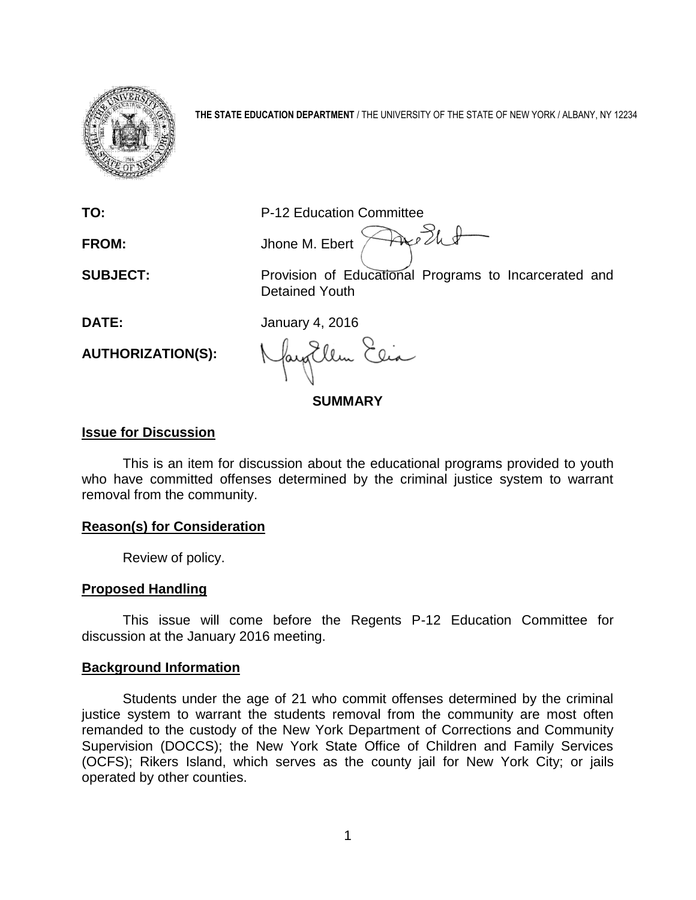**THE STATE EDUCATION DEPARTMENT** / THE UNIVERSITY OF THE STATE OF NEW YORK / ALBANY, NY 12234

**TO:** P-12 Education Committee

**FROM:** Jhone M. Ebert

**SUBJECT:** Provision of Educational Programs to Incarcerated and Detained Youth

**DATE:** January 4, 2016

**AUTHORIZATION(S):**

## SUMMARY

### Issue for Discussion

This is an item for discussion about the educational programs provided to youth who have committed offenses determined by the criminal justice system to warrant removal from the community.

### Reason(s) for Consideration

Review of policy.

### Proposed Handling

This issue will come before the Regents P-12 Education Committee for discussion at the January 2016 meeting.

### Background Information

Students under the age of 21 who commit offenses determined by the criminal justice system to warrant the students removal from the community are most often remanded to the custody of the New York Department of Corrections and Community Supervision (DOCCS); the New York State Office of Children and Family Services (OCFS); Rikers Island, which serves as the county jail for New York City; or jails operated by other counties.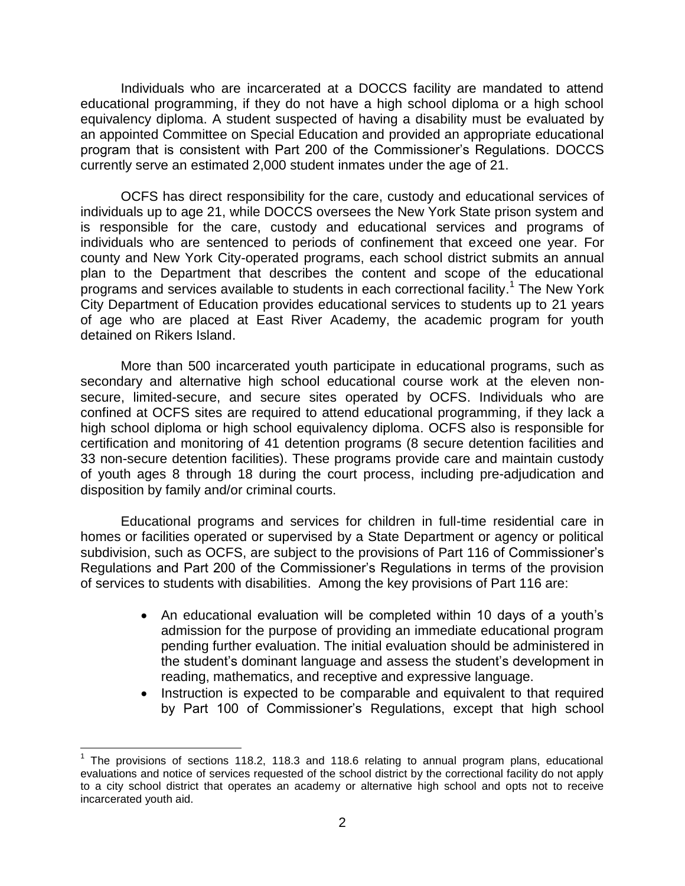Individuals who are incarcerated at a DOCCS facility are mandated to attend educational programming, if they do not have a high school diploma or a high school equivalency diploma. A student suspected of having a disability must be evaluated by an appointed Committee on Special Education and provided an appropriate educational program that is consistent with Part 200 of the Commissioner's Regulations. DOCCS currently serve an estimated 2,000 student inmates under the age of 21.

OCFS has direct responsibility for the care, custody and educational services of individuals up to age 21, while DOCCS oversees the New York State prison system and is responsible for the care, custody and educational services and programs of individuals who are sentenced to periods of confinement that exceed one year. For county and New York City-operated programs, each school district submits an annual plan to the Department that describes the content and scope of the educational programs and services available to students in each correctional facility.[1] The New York City Department of Education provides educational services to students up to 21 years of age who are placed at East River Academy, the academic program for youth detained on Rikers Island.

More than 500 incarcerated youth participate in educational programs, such as secondary and alternative high school educational course work at the eleven non-secure, limited-secure, and secure sites operated by OCFS. Individuals who are confined at OCFS sites are required to attend educational programming, if they lack a high school diploma or high school equivalency diploma. OCFS also is responsible for certification and monitoring of 41 detention programs (8 secure detention facilities and 33 non-secure detention facilities). These programs provide care and maintain custody of youth ages 8 through 18 during the court process, including pre-adjudication and disposition by family and/or criminal courts.

Educational programs and services for children in full-time residential care in homes or facilities operated or supervised by a State Department or agency or political subdivision, such as OCFS, are subject to the provisions of Part 116 of Commissioner's Regulations and Part 200 of the Commissioner's Regulations in terms of the provision of services to students with disabilities. Among the key provisions of Part 116 are:

- An educational evaluation will be completed within 10 days of a youth's admission for the purpose of providing an immediate educational program pending further evaluation. The initial evaluation should be administered in the student's dominant language and assess the student's development in reading, mathematics, and receptive and expressive language.
- Instruction is expected to be comparable and equivalent to that required by Part 100 of Commissioner's Regulations, except that high school

[1] The provisions of sections 118.2, 118.3 and 118.6 relating to annual program plans, educational evaluations and notice of services requested of the school district by the correctional facility do not apply to a city school district that operates an academy or alternative high school and opts not to receive incarcerated youth aid.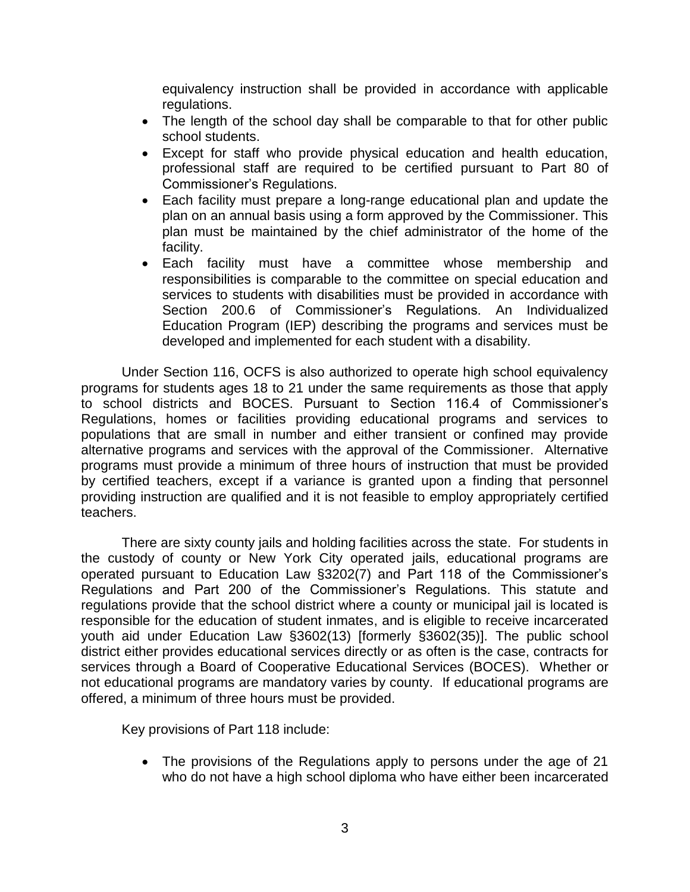equivalency instruction shall be provided in accordance with applicable regulations.

- The length of the school day shall be comparable to that for other public school students.
- Except for staff who provide physical education and health education, professional staff are required to be certified pursuant to Part 80 of Commissioner's Regulations.
- Each facility must prepare a long-range educational plan and update the plan on an annual basis using a form approved by the Commissioner. This plan must be maintained by the chief administrator of the home of the facility.
- Each facility must have a committee whose membership and responsibilities is comparable to the committee on special education and services to students with disabilities must be provided in accordance with Section 200.6 of Commissioner's Regulations. An Individualized Education Program (IEP) describing the programs and services must be developed and implemented for each student with a disability.

Under Section 116, OCFS is also authorized to operate high school equivalency programs for students ages 18 to 21 under the same requirements as those that apply to school districts and BOCES. Pursuant to Section 116.4 of Commissioner's Regulations, homes or facilities providing educational programs and services to populations that are small in number and either transient or confined may provide alternative programs and services with the approval of the Commissioner. Alternative programs must provide a minimum of three hours of instruction that must be provided by certified teachers, except if a variance is granted upon a finding that personnel providing instruction are qualified and it is not feasible to employ appropriately certified teachers.

There are sixty county jails and holding facilities across the state. For students in the custody of county or New York City operated jails, educational programs are operated pursuant to Education Law §3202(7) and Part 118 of the Commissioner's Regulations and Part 200 of the Commissioner's Regulations. This statute and regulations provide that the school district where a county or municipal jail is located is responsible for the education of student inmates, and is eligible to receive incarcerated youth aid under Education Law §3602(13) [formerly §3602(35)]. The public school district either provides educational services directly or as often is the case, contracts for services through a Board of Cooperative Educational Services (BOCES). Whether or not educational programs are mandatory varies by county. If educational programs are offered, a minimum of three hours must be provided.

Key provisions of Part 118 include:

- The provisions of the Regulations apply to persons under the age of 21 who do not have a high school diploma who have either been incarcerated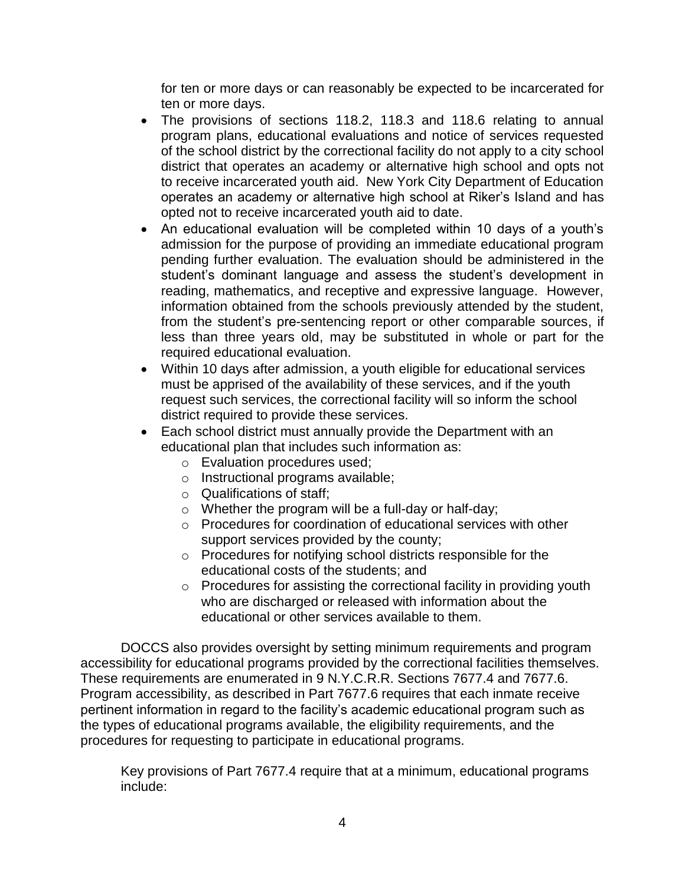for ten or more days or can reasonably be expected to be incarcerated for ten or more days.

- The provisions of sections 118.2, 118.3 and 118.6 relating to annual program plans, educational evaluations and notice of services requested of the school district by the correctional facility do not apply to a city school district that operates an academy or alternative high school and opts not to receive incarcerated youth aid. New York City Department of Education operates an academy or alternative high school at Riker's Island and has opted not to receive incarcerated youth aid to date.
- An educational evaluation will be completed within 10 days of a youth's admission for the purpose of providing an immediate educational program pending further evaluation. The evaluation should be administered in the student's dominant language and assess the student's development in reading, mathematics, and receptive and expressive language. However, information obtained from the schools previously attended by the student, from the student's pre-sentencing report or other comparable sources, if less than three years old, may be substituted in whole or part for the required educational evaluation.
- Within 10 days after admission, a youth eligible for educational services must be apprised of the availability of these services, and if the youth request such services, the correctional facility will so inform the school district required to provide these services.
- Each school district must annually provide the Department with an educational plan that includes such information as:
  - Evaluation procedures used;
  - Instructional programs available;
  - Qualifications of staff;
  - Whether the program will be a full-day or half-day;
  - Procedures for coordination of educational services with other support services provided by the county;
  - Procedures for notifying school districts responsible for the educational costs of the students; and
  - Procedures for assisting the correctional facility in providing youth who are discharged or released with information about the educational or other services available to them.

DOCCS also provides oversight by setting minimum requirements and program accessibility for educational programs provided by the correctional facilities themselves. These requirements are enumerated in 9 N.Y.C.R.R. Sections 7677.4 and 7677.6. Program accessibility, as described in Part 7677.6 requires that each inmate receive pertinent information in regard to the facility's academic educational program such as the types of educational programs available, the eligibility requirements, and the procedures for requesting to participate in educational programs.

Key provisions of Part 7677.4 require that at a minimum, educational programs include: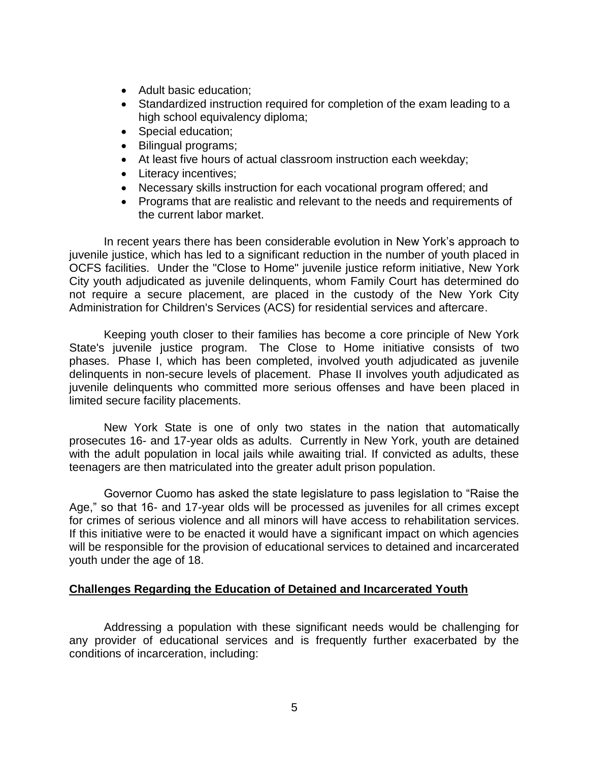- Adult basic education;
- Standardized instruction required for completion of the exam leading to a high school equivalency diploma;
- Special education;
- Bilingual programs;
- At least five hours of actual classroom instruction each weekday;
- Literacy incentives;
- Necessary skills instruction for each vocational program offered; and
- Programs that are realistic and relevant to the needs and requirements of the current labor market.

In recent years there has been considerable evolution in New York's approach to juvenile justice, which has led to a significant reduction in the number of youth placed in OCFS facilities. Under the "Close to Home" juvenile justice reform initiative, New York City youth adjudicated as juvenile delinquents, whom Family Court has determined do not require a secure placement, are placed in the custody of the New York City Administration for Children's Services (ACS) for residential services and aftercare.

Keeping youth closer to their families has become a core principle of New York State's juvenile justice program. The Close to Home initiative consists of two phases. Phase I, which has been completed, involved youth adjudicated as juvenile delinquents in non-secure levels of placement. Phase II involves youth adjudicated as juvenile delinquents who committed more serious offenses and have been placed in limited secure facility placements.

New York State is one of only two states in the nation that automatically prosecutes 16- and 17-year olds as adults. Currently in New York, youth are detained with the adult population in local jails while awaiting trial. If convicted as adults, these teenagers are then matriculated into the greater adult prison population.

Governor Cuomo has asked the state legislature to pass legislation to "Raise the Age," so that 16- and 17-year olds will be processed as juveniles for all crimes except for crimes of serious violence and all minors will have access to rehabilitation services. If this initiative were to be enacted it would have a significant impact on which agencies will be responsible for the provision of educational services to detained and incarcerated youth under the age of 18.

## Challenges Regarding the Education of Detained and Incarcerated Youth

Addressing a population with these significant needs would be challenging for any provider of educational services and is frequently further exacerbated by the conditions of incarceration, including: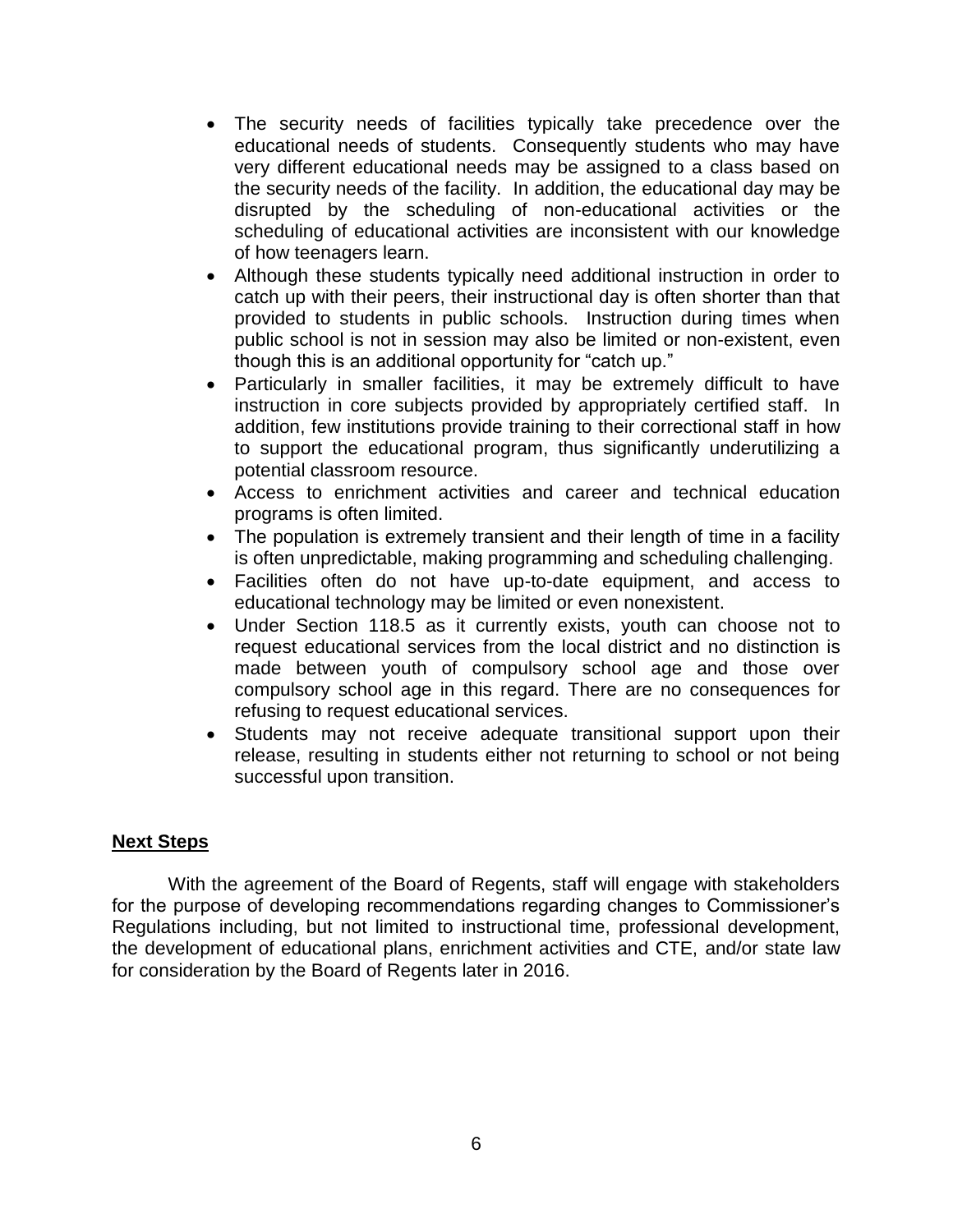- The security needs of facilities typically take precedence over the educational needs of students. Consequently students who may have very different educational needs may be assigned to a class based on the security needs of the facility. In addition, the educational day may be disrupted by the scheduling of non-educational activities or the scheduling of educational activities are inconsistent with our knowledge of how teenagers learn.
- Although these students typically need additional instruction in order to catch up with their peers, their instructional day is often shorter than that provided to students in public schools. Instruction during times when public school is not in session may also be limited or non-existent, even though this is an additional opportunity for "catch up."
- Particularly in smaller facilities, it may be extremely difficult to have instruction in core subjects provided by appropriately certified staff. In addition, few institutions provide training to their correctional staff in how to support the educational program, thus significantly underutilizing a potential classroom resource.
- Access to enrichment activities and career and technical education programs is often limited.
- The population is extremely transient and their length of time in a facility is often unpredictable, making programming and scheduling challenging.
- Facilities often do not have up-to-date equipment, and access to educational technology may be limited or even nonexistent.
- Under Section 118.5 as it currently exists, youth can choose not to request educational services from the local district and no distinction is made between youth of compulsory school age and those over compulsory school age in this regard. There are no consequences for refusing to request educational services.
- Students may not receive adequate transitional support upon their release, resulting in students either not returning to school or not being successful upon transition.

## Next Steps

With the agreement of the Board of Regents, staff will engage with stakeholders for the purpose of developing recommendations regarding changes to Commissioner's Regulations including, but not limited to instructional time, professional development, the development of educational plans, enrichment activities and CTE, and/or state law for consideration by the Board of Regents later in 2016.